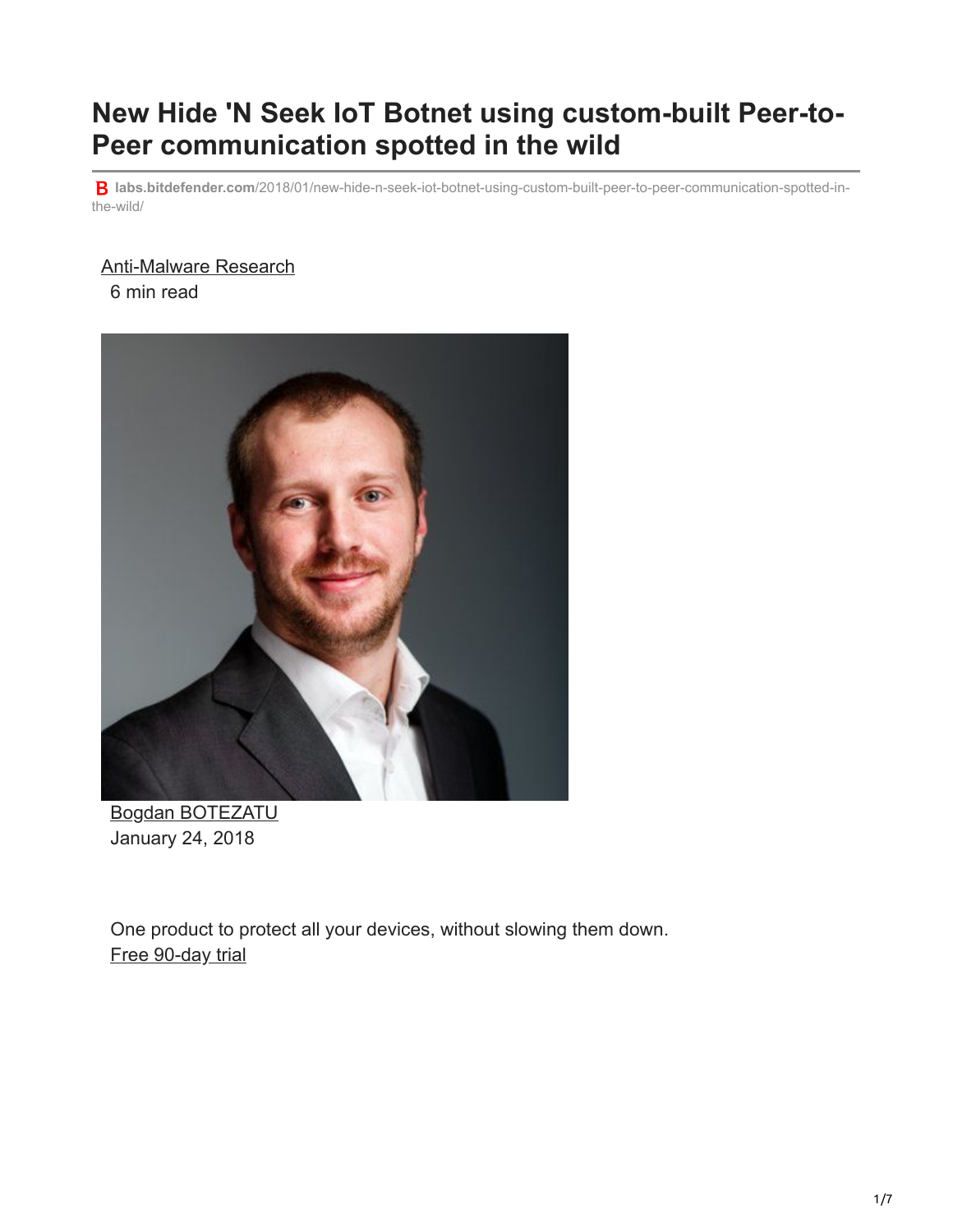# New Hide 'N Seek IoT Botnet using custom-built Peer-to-Peer communication spotted in the wild

**labs.bitdefender.com**/2018/01/new-hide-n-seek-iot-botnet-using-custom-built-peer-to-peer-communication-spotted-in-the-wild/

Anti-Malware Research

6 min read

Bogdan BOTEZATU

January 24, 2018

One product to protect all your devices, without slowing them down.

Free 90-day trial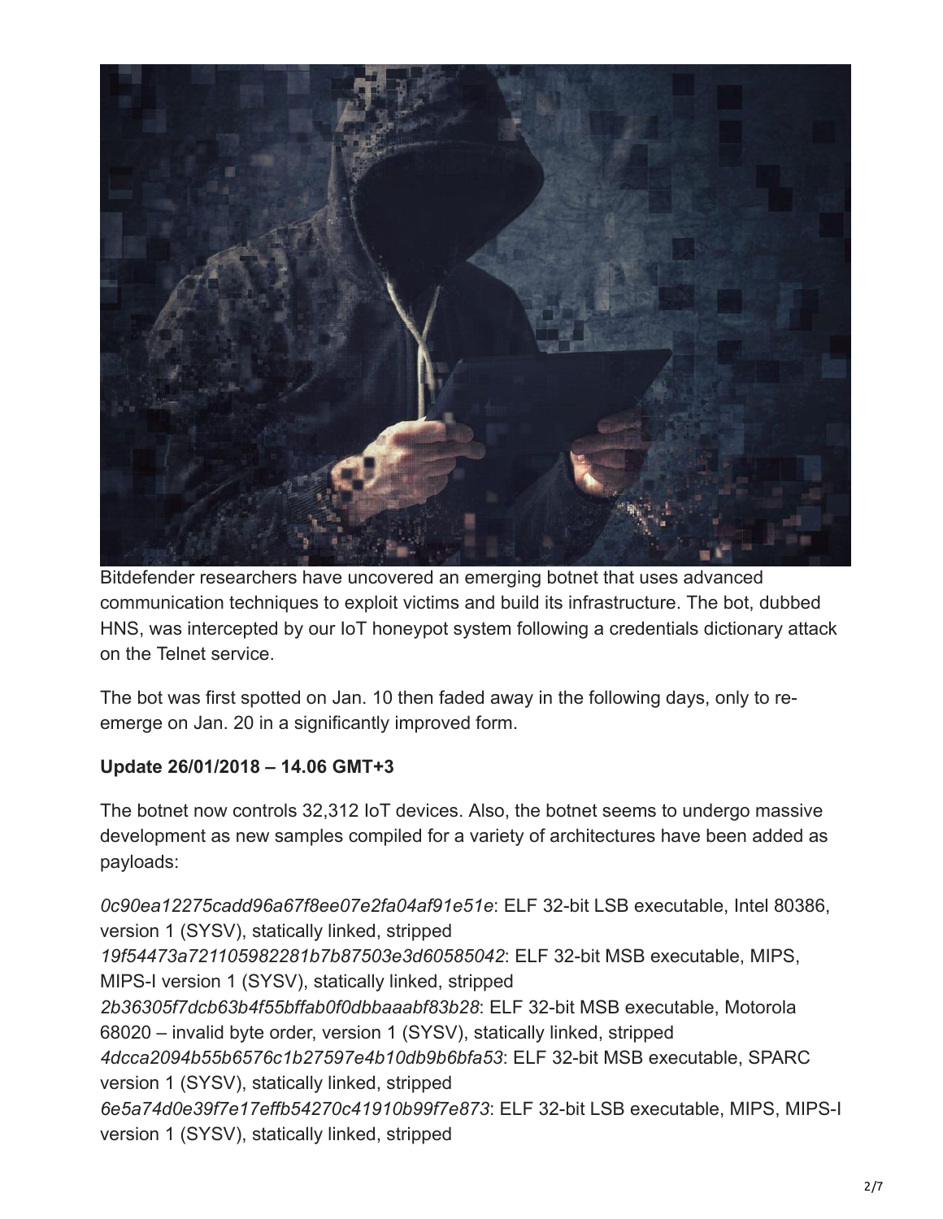Bitdefender researchers have uncovered an emerging botnet that uses advanced communication techniques to exploit victims and build its infrastructure. The bot, dubbed HNS, was intercepted by our IoT honeypot system following a credentials dictionary attack on the Telnet service.

The bot was first spotted on Jan. 10 then faded away in the following days, only to re-emerge on Jan. 20 in a significantly improved form.

**Update 26/01/2018 – 14.06 GMT+3**

The botnet now controls 32,312 IoT devices. Also, the botnet seems to undergo massive development as new samples compiled for a variety of architectures have been added as payloads:

*0c90ea12275cadd96a67f8ee07e2fa04af91e51e*: ELF 32-bit LSB executable, Intel 80386, version 1 (SYSV), statically linked, stripped
*19f54473a721105982281b7b87503e3d60585042*: ELF 32-bit MSB executable, MIPS, MIPS-I version 1 (SYSV), statically linked, stripped
*2b36305f7dcb63b4f55bffab0f0dbbaaabf83b28*: ELF 32-bit MSB executable, Motorola 68020 – invalid byte order, version 1 (SYSV), statically linked, stripped
*4dcca2094b55b6576c1b27597e4b10db9b6bfa53*: ELF 32-bit MSB executable, SPARC version 1 (SYSV), statically linked, stripped
*6e5a74d0e39f7e17effb54270c41910b99f7e873*: ELF 32-bit LSB executable, MIPS, MIPS-I version 1 (SYSV), statically linked, stripped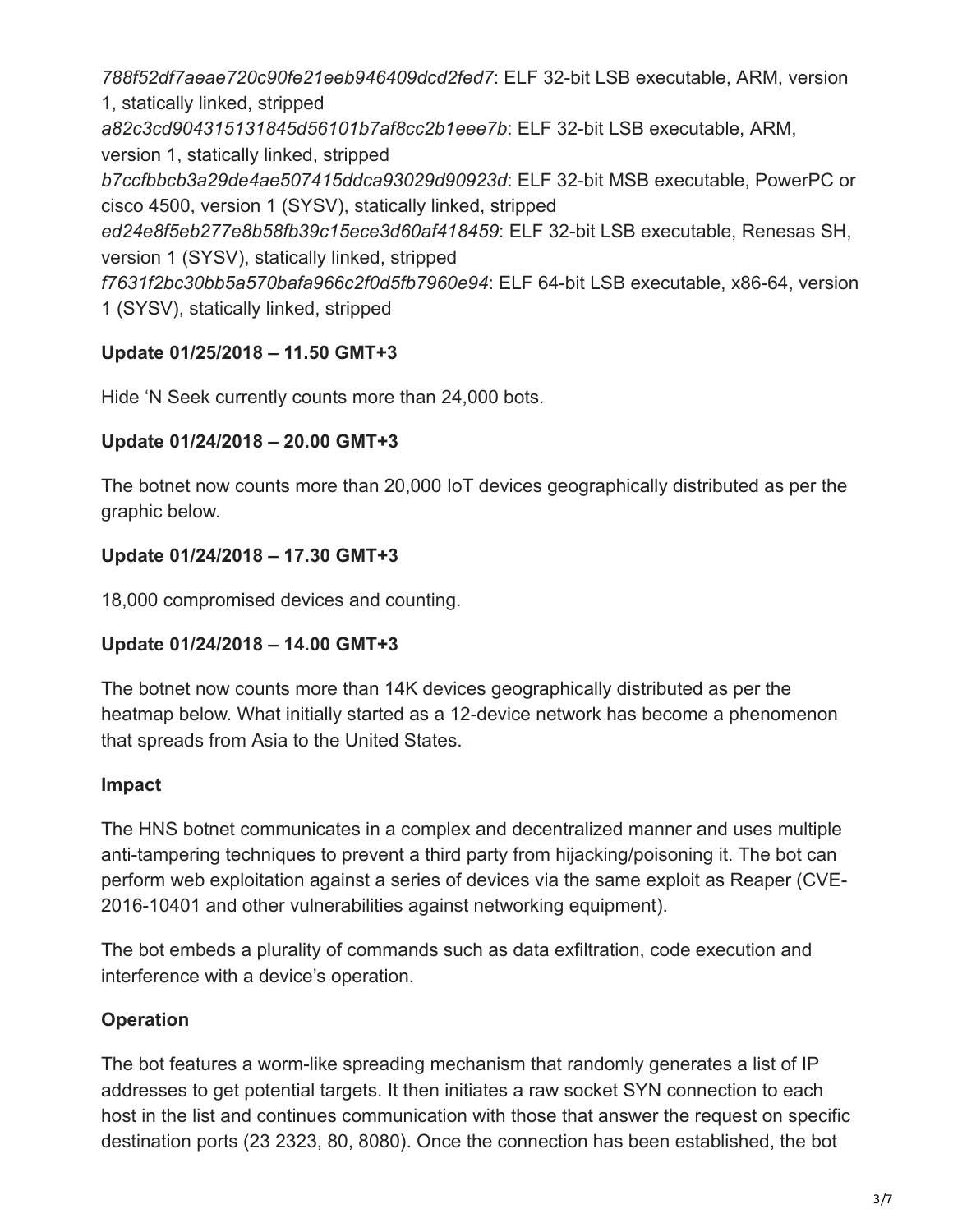*788f52df7aeae720c90fe21eeb946409dcd2fed7*: ELF 32-bit LSB executable, ARM, version 1, statically linked, stripped
*a82c3cd904315131845d56101b7af8cc2b1eee7b*: ELF 32-bit LSB executable, ARM, version 1, statically linked, stripped
*b7ccfbbcb3a29de4ae507415ddca93029d90923d*: ELF 32-bit MSB executable, PowerPC or cisco 4500, version 1 (SYSV), statically linked, stripped
*ed24e8f5eb277e8b58fb39c15ece3d60af418459*: ELF 32-bit LSB executable, Renesas SH, version 1 (SYSV), statically linked, stripped
*f7631f2bc30bb5a570bafa966c2f0d5fb7960e94*: ELF 64-bit LSB executable, x86-64, version 1 (SYSV), statically linked, stripped

**Update 01/25/2018 – 11.50 GMT+3**

Hide 'N Seek currently counts more than 24,000 bots.

**Update 01/24/2018 – 20.00 GMT+3**

The botnet now counts more than 20,000 IoT devices geographically distributed as per the graphic below.

**Update 01/24/2018 – 17.30 GMT+3**

18,000 compromised devices and counting.

**Update 01/24/2018 – 14.00 GMT+3**

The botnet now counts more than 14K devices geographically distributed as per the heatmap below. What initially started as a 12-device network has become a phenomenon that spreads from Asia to the United States.

**Impact**

The HNS botnet communicates in a complex and decentralized manner and uses multiple anti-tampering techniques to prevent a third party from hijacking/poisoning it. The bot can perform web exploitation against a series of devices via the same exploit as Reaper (CVE-2016-10401 and other vulnerabilities against networking equipment).

The bot embeds a plurality of commands such as data exfiltration, code execution and interference with a device's operation.

**Operation**

The bot features a worm-like spreading mechanism that randomly generates a list of IP addresses to get potential targets. It then initiates a raw socket SYN connection to each host in the list and continues communication with those that answer the request on specific destination ports (23 2323, 80, 8080). Once the connection has been established, the bot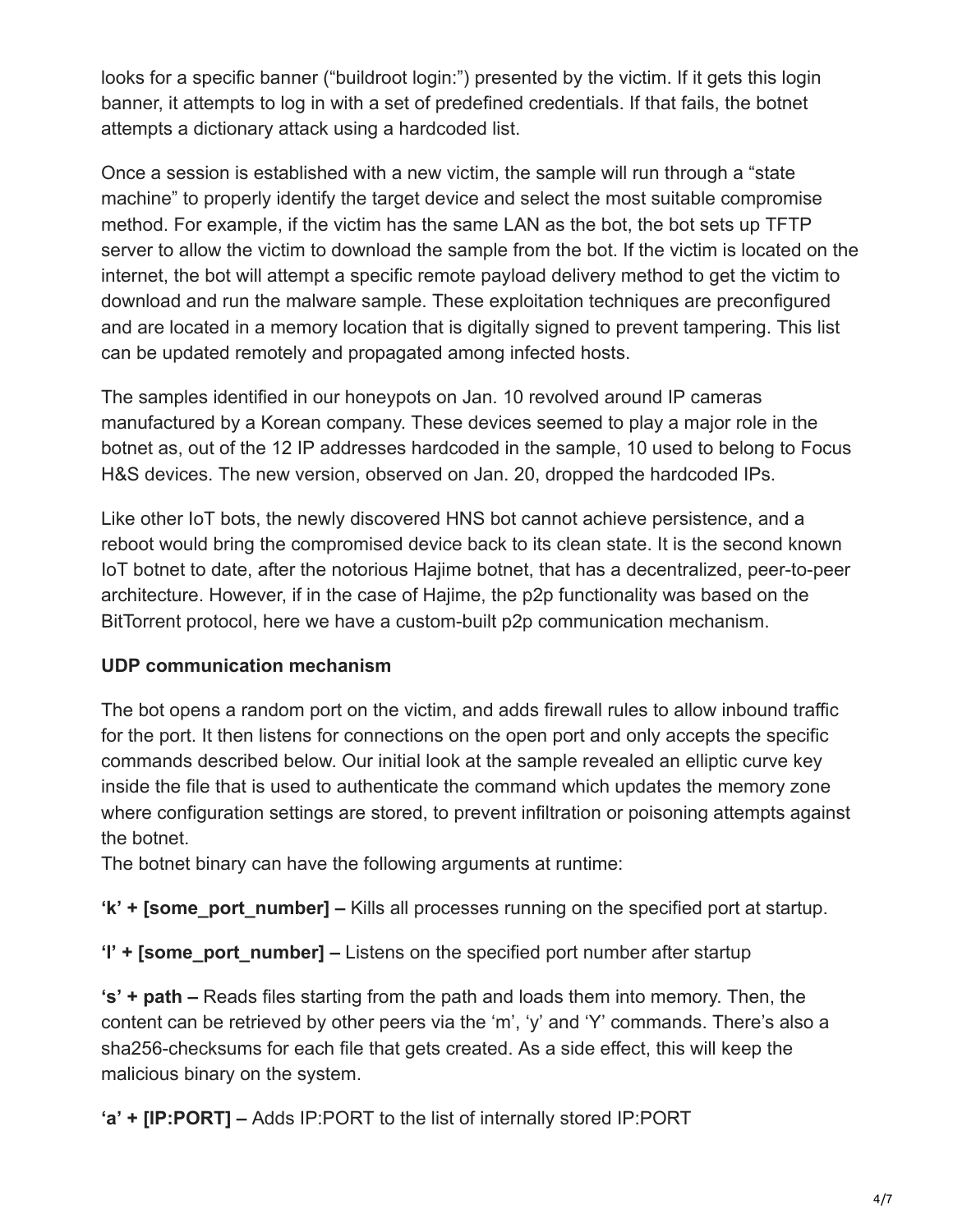looks for a specific banner ("buildroot login:") presented by the victim. If it gets this login banner, it attempts to log in with a set of predefined credentials. If that fails, the botnet attempts a dictionary attack using a hardcoded list.

Once a session is established with a new victim, the sample will run through a "state machine" to properly identify the target device and select the most suitable compromise method. For example, if the victim has the same LAN as the bot, the bot sets up TFTP server to allow the victim to download the sample from the bot. If the victim is located on the internet, the bot will attempt a specific remote payload delivery method to get the victim to download and run the malware sample. These exploitation techniques are preconfigured and are located in a memory location that is digitally signed to prevent tampering. This list can be updated remotely and propagated among infected hosts.

The samples identified in our honeypots on Jan. 10 revolved around IP cameras manufactured by a Korean company. These devices seemed to play a major role in the botnet as, out of the 12 IP addresses hardcoded in the sample, 10 used to belong to Focus H&S devices. The new version, observed on Jan. 20, dropped the hardcoded IPs.

Like other IoT bots, the newly discovered HNS bot cannot achieve persistence, and a reboot would bring the compromised device back to its clean state. It is the second known IoT botnet to date, after the notorious Hajime botnet, that has a decentralized, peer-to-peer architecture. However, if in the case of Hajime, the p2p functionality was based on the BitTorrent protocol, here we have a custom-built p2p communication mechanism.

**UDP communication mechanism**

The bot opens a random port on the victim, and adds firewall rules to allow inbound traffic for the port. It then listens for connections on the open port and only accepts the specific commands described below. Our initial look at the sample revealed an elliptic curve key inside the file that is used to authenticate the command which updates the memory zone where configuration settings are stored, to prevent infiltration or poisoning attempts against the botnet.
The botnet binary can have the following arguments at runtime:

**'k' + [some_port_number] –** Kills all processes running on the specified port at startup.

**'l' + [some_port_number] –** Listens on the specified port number after startup

**'s' + path –** Reads files starting from the path and loads them into memory. Then, the content can be retrieved by other peers via the 'm', 'y' and 'Y' commands. There's also a sha256-checksums for each file that gets created. As a side effect, this will keep the malicious binary on the system.

**'a' + [IP:PORT] –** Adds IP:PORT to the list of internally stored IP:PORT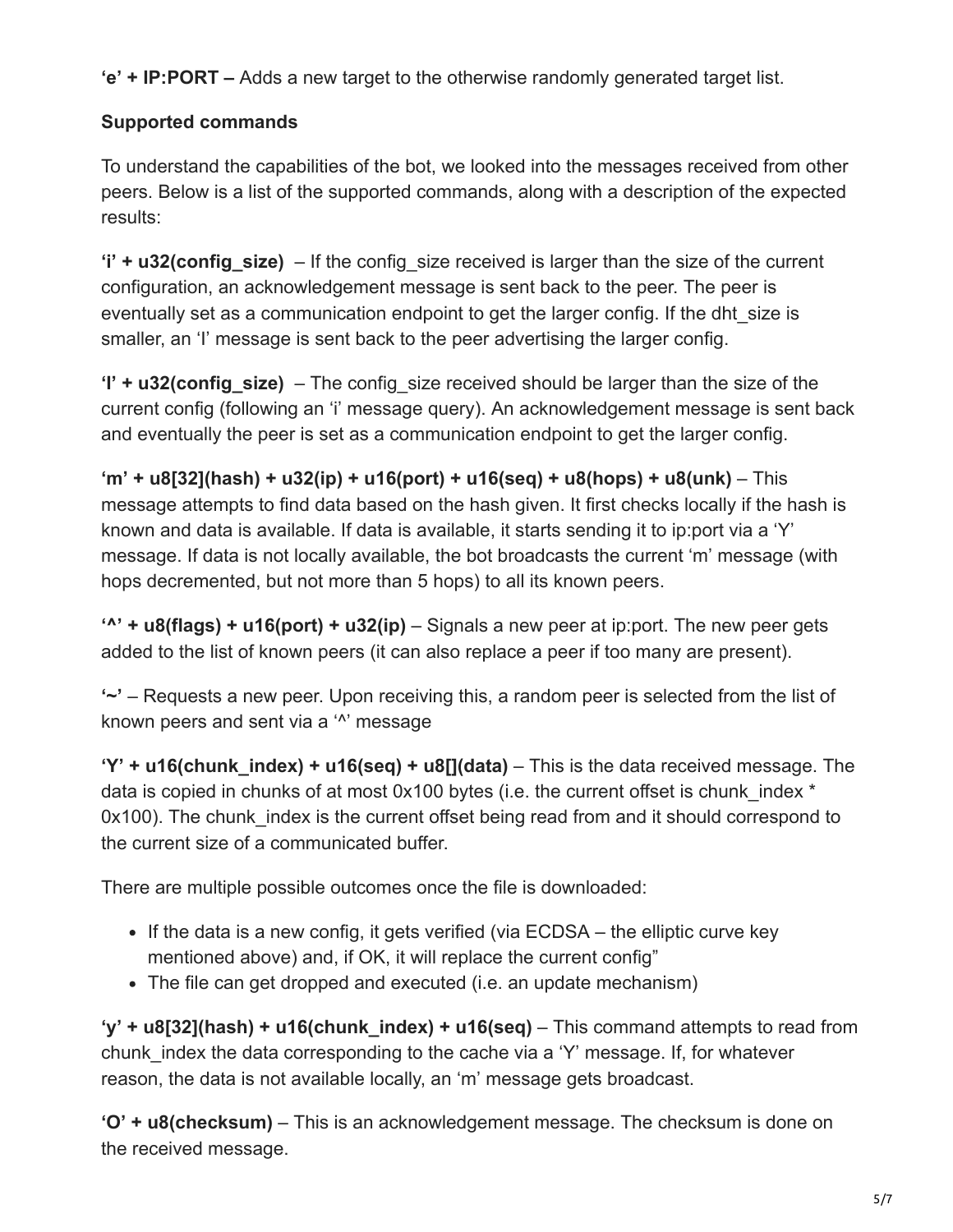**'e' + IP:PORT –** Adds a new target to the otherwise randomly generated target list.

**Supported commands**

To understand the capabilities of the bot, we looked into the messages received from other peers. Below is a list of the supported commands, along with a description of the expected results:

**'i' + u32(config_size)** – If the config_size received is larger than the size of the current configuration, an acknowledgement message is sent back to the peer. The peer is eventually set as a communication endpoint to get the larger config. If the dht_size is smaller, an 'I' message is sent back to the peer advertising the larger config.

**'I' + u32(config_size)** – The config_size received should be larger than the size of the current config (following an 'i' message query). An acknowledgement message is sent back and eventually the peer is set as a communication endpoint to get the larger config.

**'m' + u8[32](hash) + u32(ip) + u16(port) + u16(seq) + u8(hops) + u8(unk)** – This message attempts to find data based on the hash given. It first checks locally if the hash is known and data is available. If data is available, it starts sending it to ip:port via a 'Y' message. If data is not locally available, the bot broadcasts the current 'm' message (with hops decremented, but not more than 5 hops) to all its known peers.

**'^' + u8(flags) + u16(port) + u32(ip)** – Signals a new peer at ip:port. The new peer gets added to the list of known peers (it can also replace a peer if too many are present).

**'~'** – Requests a new peer. Upon receiving this, a random peer is selected from the list of known peers and sent via a '^' message

**'Y' + u16(chunk_index) + u16(seq) + u8[](data)** – This is the data received message. The data is copied in chunks of at most 0x100 bytes (i.e. the current offset is chunk_index * 0x100). The chunk_index is the current offset being read from and it should correspond to the current size of a communicated buffer.

There are multiple possible outcomes once the file is downloaded:

- If the data is a new config, it gets verified (via ECDSA – the elliptic curve key mentioned above) and, if OK, it will replace the current config"
- The file can get dropped and executed (i.e. an update mechanism)

**'y' + u8[32](hash) + u16(chunk_index) + u16(seq)** – This command attempts to read from chunk_index the data corresponding to the cache via a 'Y' message. If, for whatever reason, the data is not available locally, an 'm' message gets broadcast.

**'O' + u8(checksum)** – This is an acknowledgement message. The checksum is done on the received message.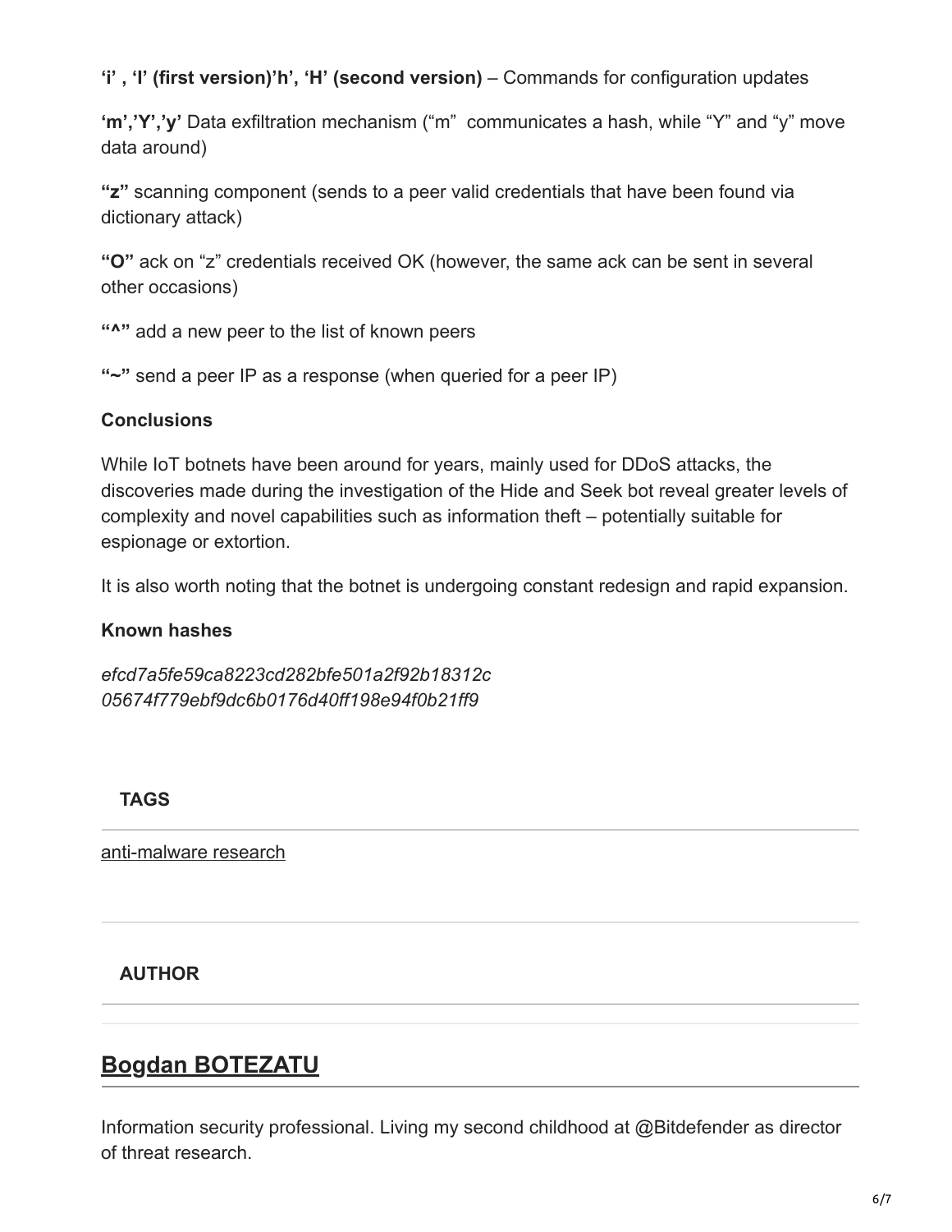**‘i’ , ‘l’ (first version)’h’, ‘H’ (second version)** – Commands for configuration updates

**‘m’,’Y’,’y’** Data exfiltration mechanism (“m” communicates a hash, while “Y” and “y” move data around)

**“z”** scanning component (sends to a peer valid credentials that have been found via dictionary attack)

**“O”** ack on “z” credentials received OK (however, the same ack can be sent in several other occasions)

**“^”** add a new peer to the list of known peers

**“~”** send a peer IP as a response (when queried for a peer IP)

**Conclusions**

While IoT botnets have been around for years, mainly used for DDoS attacks, the discoveries made during the investigation of the Hide and Seek bot reveal greater levels of complexity and novel capabilities such as information theft – potentially suitable for espionage or extortion.

It is also worth noting that the botnet is undergoing constant redesign and rapid expansion.

**Known hashes**

*efcd7a5fe59ca8223cd282bfe501a2f92b18312c*
*05674f779ebf9dc6b0176d40ff198e94f0b21ff9*

**TAGS**

anti-malware research

**AUTHOR**

## Bogdan BOTEZATU

Information security professional. Living my second childhood at @Bitdefender as director of threat research.